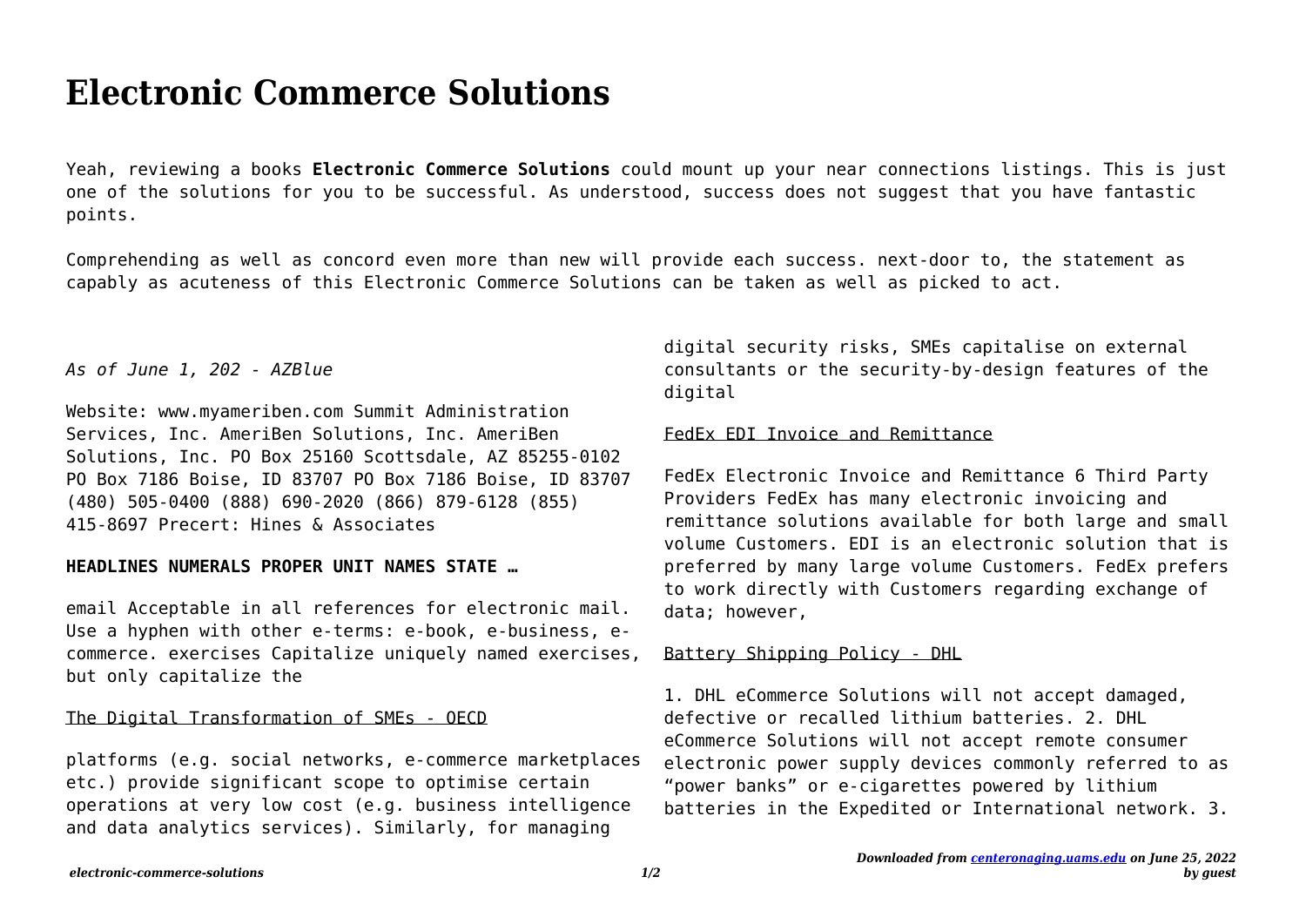# Electronic Commerce Solutions

Yeah, reviewing a books **Electronic Commerce Solutions** could mount up your near connections listings. This is just one of the solutions for you to be successful. As understood, success does not suggest that you have fantastic points.

Comprehending as well as concord even more than new will provide each success. next-door to, the statement as capably as acuteness of this Electronic Commerce Solutions can be taken as well as picked to act.

*As of June 1, 202 - AZBlue*

Website: www.myameriben.com Summit Administration Services, Inc. AmeriBen Solutions, Inc. AmeriBen Solutions, Inc. PO Box 25160 Scottsdale, AZ 85255-0102 PO Box 7186 Boise, ID 83707 PO Box 7186 Boise, ID 83707 (480) 505-0400 (888) 690-2020 (866) 879-6128 (855) 415-8697 Precert: Hines & Associates

**HEADLINES NUMERALS PROPER UNIT NAMES STATE …**

email Acceptable in all references for electronic mail. Use a hyphen with other e-terms: e-book, e-business, e-commerce. exercises Capitalize uniquely named exercises, but only capitalize the

The Digital Transformation of SMEs - OECD

platforms (e.g. social networks, e-commerce marketplaces etc.) provide significant scope to optimise certain operations at very low cost (e.g. business intelligence and data analytics services). Similarly, for managing digital security risks, SMEs capitalise on external consultants or the security-by-design features of the digital

FedEx EDI Invoice and Remittance

FedEx Electronic Invoice and Remittance 6 Third Party Providers FedEx has many electronic invoicing and remittance solutions available for both large and small volume Customers. EDI is an electronic solution that is preferred by many large volume Customers. FedEx prefers to work directly with Customers regarding exchange of data; however,

Battery Shipping Policy - DHL

1. DHL eCommerce Solutions will not accept damaged, defective or recalled lithium batteries. 2. DHL eCommerce Solutions will not accept remote consumer electronic power supply devices commonly referred to as "power banks" or e-cigarettes powered by lithium batteries in the Expedited or International network. 3.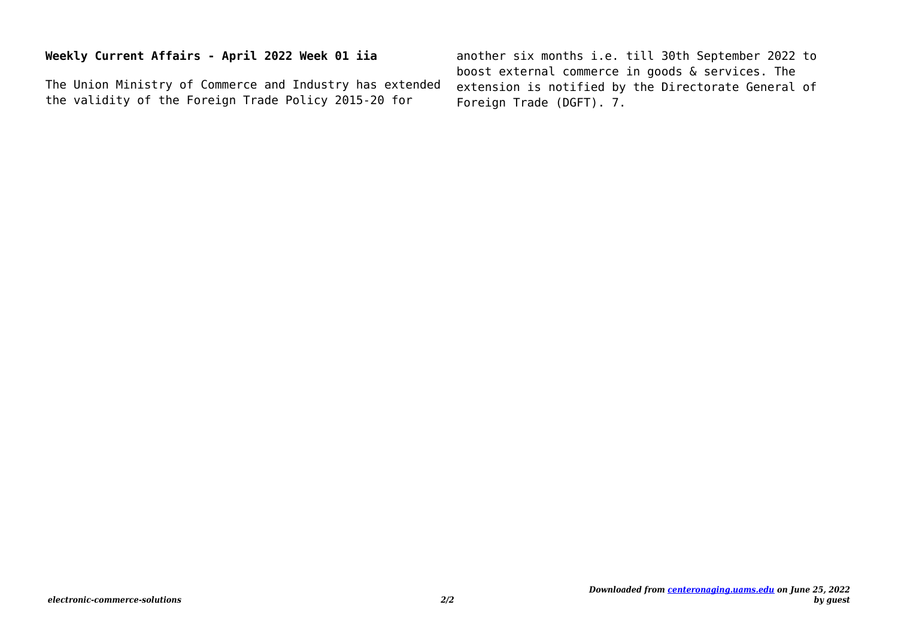**Weekly Current Affairs - April 2022 Week 01 iia**

The Union Ministry of Commerce and Industry has extended the validity of the Foreign Trade Policy 2015-20 for another six months i.e. till 30th September 2022 to boost external commerce in goods & services. The extension is notified by the Directorate General of Foreign Trade (DGFT). 7.